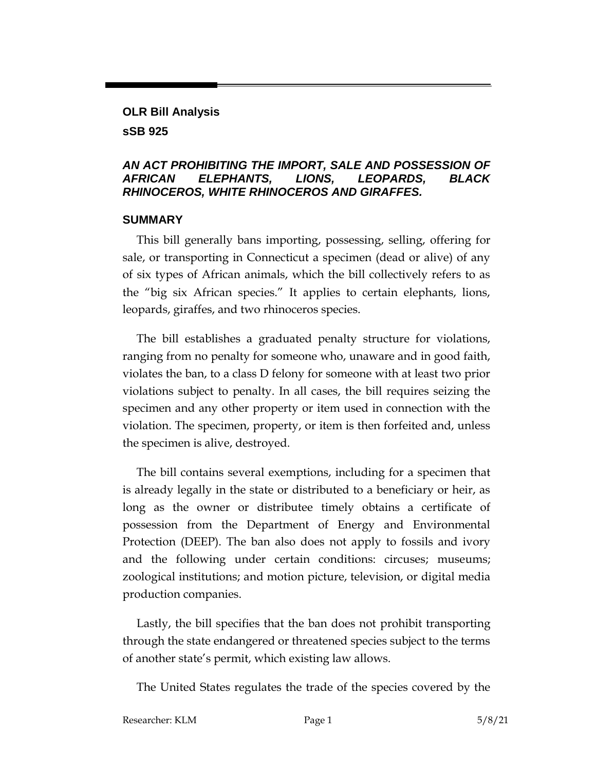**OLR Bill Analysis**

**sSB 925**

***AN ACT PROHIBITING THE IMPORT, SALE AND POSSESSION OF AFRICAN ELEPHANTS, LIONS, LEOPARDS, BLACK RHINOCEROS, WHITE RHINOCEROS AND GIRAFFES.***

## SUMMARY

This bill generally bans importing, possessing, selling, offering for sale, or transporting in Connecticut a specimen (dead or alive) of any of six types of African animals, which the bill collectively refers to as the "big six African species." It applies to certain elephants, lions, leopards, giraffes, and two rhinoceros species.

The bill establishes a graduated penalty structure for violations, ranging from no penalty for someone who, unaware and in good faith, violates the ban, to a class D felony for someone with at least two prior violations subject to penalty. In all cases, the bill requires seizing the specimen and any other property or item used in connection with the violation. The specimen, property, or item is then forfeited and, unless the specimen is alive, destroyed.

The bill contains several exemptions, including for a specimen that is already legally in the state or distributed to a beneficiary or heir, as long as the owner or distributee timely obtains a certificate of possession from the Department of Energy and Environmental Protection (DEEP). The ban also does not apply to fossils and ivory and the following under certain conditions: circuses; museums; zoological institutions; and motion picture, television, or digital media production companies.

Lastly, the bill specifies that the ban does not prohibit transporting through the state endangered or threatened species subject to the terms of another state's permit, which existing law allows.

The United States regulates the trade of the species covered by the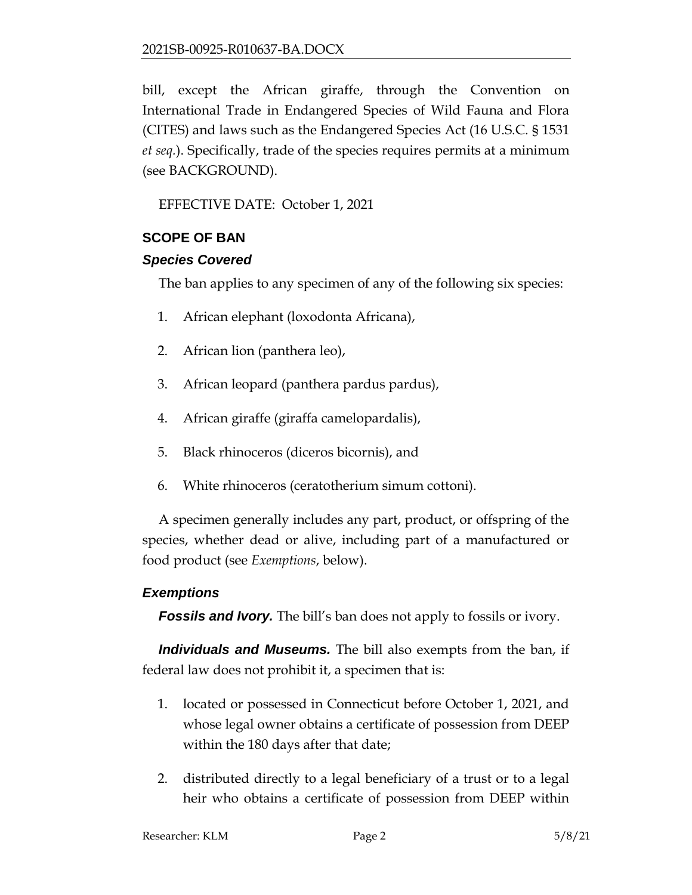bill, except the African giraffe, through the Convention on International Trade in Endangered Species of Wild Fauna and Flora (CITES) and laws such as the Endangered Species Act (16 U.S.C. § 1531 *et seq.*). Specifically, trade of the species requires permits at a minimum (see BACKGROUND).

EFFECTIVE DATE: October 1, 2021

## SCOPE OF BAN

### *Species Covered*

The ban applies to any specimen of any of the following six species:

1. African elephant (loxodonta Africana),
2. African lion (panthera leo),
3. African leopard (panthera pardus pardus),
4. African giraffe (giraffa camelopardalis),
5. Black rhinoceros (diceros bicornis), and
6. White rhinoceros (ceratotherium simum cottoni).

A specimen generally includes any part, product, or offspring of the species, whether dead or alive, including part of a manufactured or food product (see *Exemptions*, below).

### *Exemptions*

***Fossils and Ivory.*** The bill's ban does not apply to fossils or ivory.

***Individuals and Museums.*** The bill also exempts from the ban, if federal law does not prohibit it, a specimen that is:

1. located or possessed in Connecticut before October 1, 2021, and whose legal owner obtains a certificate of possession from DEEP within the 180 days after that date;
2. distributed directly to a legal beneficiary of a trust or to a legal heir who obtains a certificate of possession from DEEP within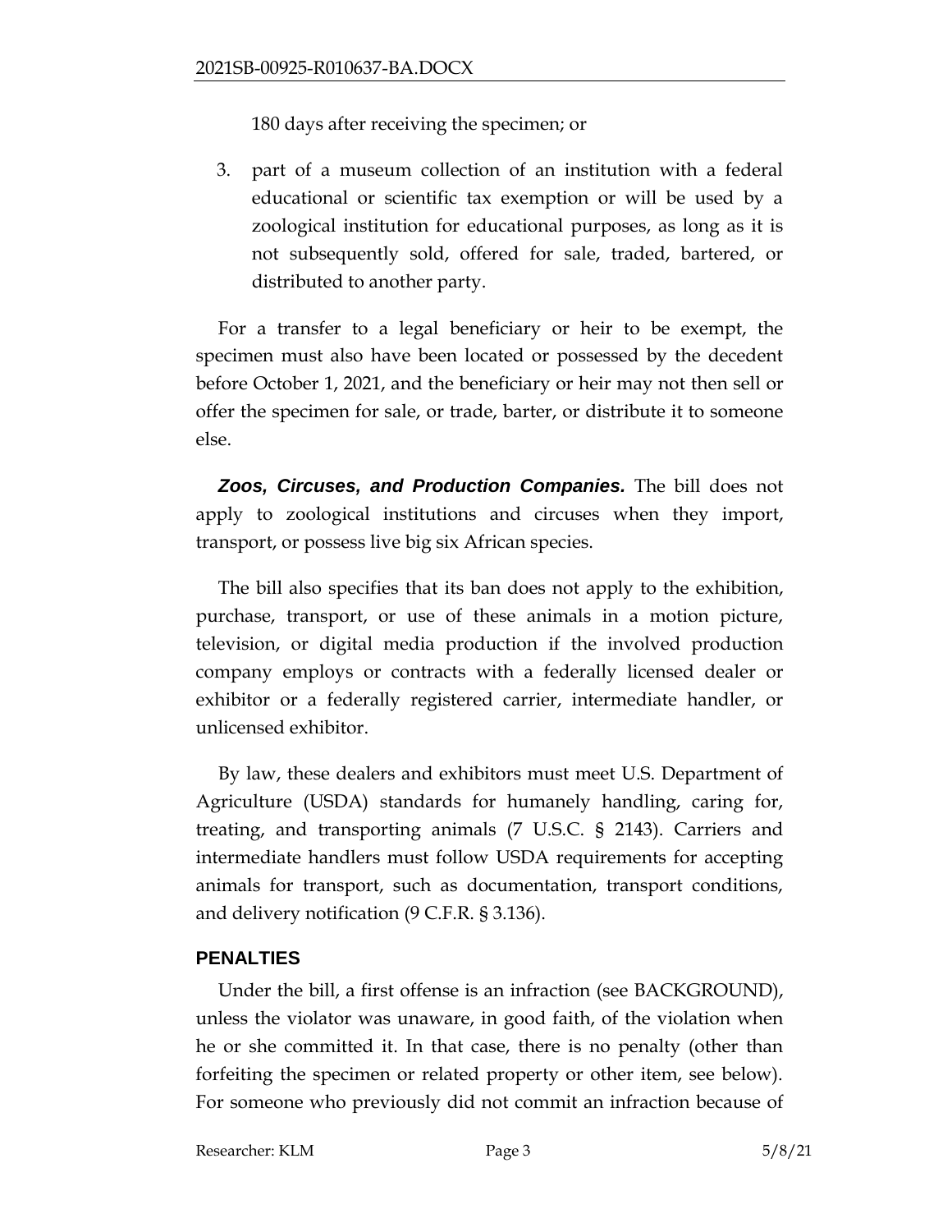180 days after receiving the specimen; or

3. part of a museum collection of an institution with a federal educational or scientific tax exemption or will be used by a zoological institution for educational purposes, as long as it is not subsequently sold, offered for sale, traded, bartered, or distributed to another party.

For a transfer to a legal beneficiary or heir to be exempt, the specimen must also have been located or possessed by the decedent before October 1, 2021, and the beneficiary or heir may not then sell or offer the specimen for sale, or trade, barter, or distribute it to someone else.

***Zoos, Circuses, and Production Companies.*** The bill does not apply to zoological institutions and circuses when they import, transport, or possess live big six African species.

The bill also specifies that its ban does not apply to the exhibition, purchase, transport, or use of these animals in a motion picture, television, or digital media production if the involved production company employs or contracts with a federally licensed dealer or exhibitor or a federally registered carrier, intermediate handler, or unlicensed exhibitor.

By law, these dealers and exhibitors must meet U.S. Department of Agriculture (USDA) standards for humanely handling, caring for, treating, and transporting animals (7 U.S.C. § 2143). Carriers and intermediate handlers must follow USDA requirements for accepting animals for transport, such as documentation, transport conditions, and delivery notification (9 C.F.R. § 3.136).

## PENALTIES

Under the bill, a first offense is an infraction (see BACKGROUND), unless the violator was unaware, in good faith, of the violation when he or she committed it. In that case, there is no penalty (other than forfeiting the specimen or related property or other item, see below). For someone who previously did not commit an infraction because of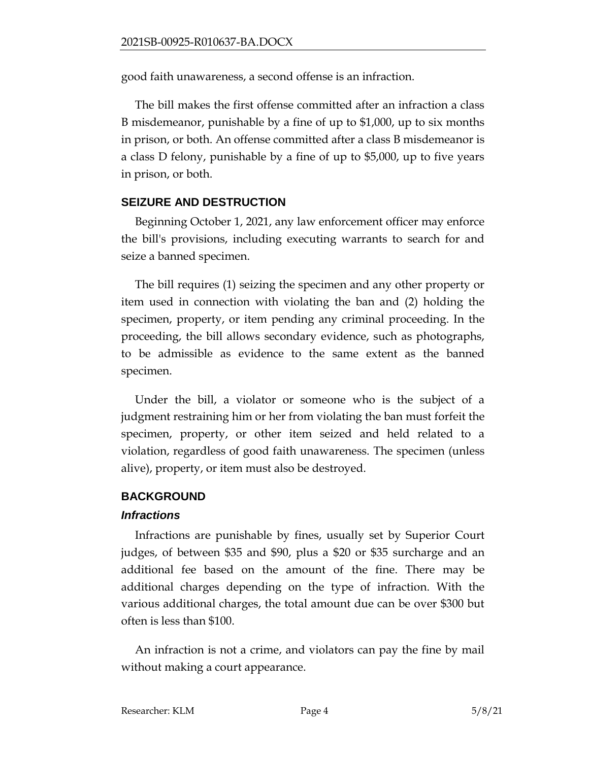good faith unawareness, a second offense is an infraction.

The bill makes the first offense committed after an infraction a class B misdemeanor, punishable by a fine of up to $1,000, up to six months in prison, or both. An offense committed after a class B misdemeanor is a class D felony, punishable by a fine of up to $5,000, up to five years in prison, or both.

## SEIZURE AND DESTRUCTION

Beginning October 1, 2021, any law enforcement officer may enforce the bill's provisions, including executing warrants to search for and seize a banned specimen.

The bill requires (1) seizing the specimen and any other property or item used in connection with violating the ban and (2) holding the specimen, property, or item pending any criminal proceeding. In the proceeding, the bill allows secondary evidence, such as photographs, to be admissible as evidence to the same extent as the banned specimen.

Under the bill, a violator or someone who is the subject of a judgment restraining him or her from violating the ban must forfeit the specimen, property, or other item seized and held related to a violation, regardless of good faith unawareness. The specimen (unless alive), property, or item must also be destroyed.

## BACKGROUND

### *Infractions*

Infractions are punishable by fines, usually set by Superior Court judges, of between $35 and $90, plus a $20 or $35 surcharge and an additional fee based on the amount of the fine. There may be additional charges depending on the type of infraction. With the various additional charges, the total amount due can be over $300 but often is less than $100.

An infraction is not a crime, and violators can pay the fine by mail without making a court appearance.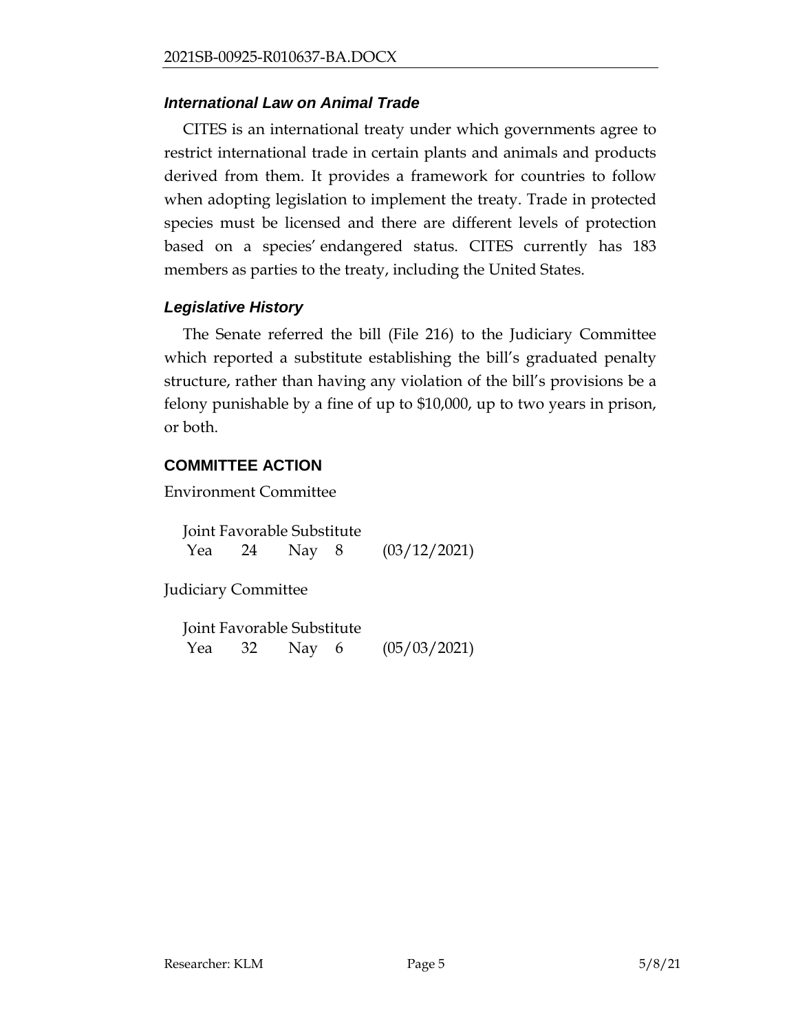### *International Law on Animal Trade*

CITES is an international treaty under which governments agree to restrict international trade in certain plants and animals and products derived from them. It provides a framework for countries to follow when adopting legislation to implement the treaty. Trade in protected species must be licensed and there are different levels of protection based on a species' endangered status. CITES currently has 183 members as parties to the treaty, including the United States.

### *Legislative History*

The Senate referred the bill (File 216) to the Judiciary Committee which reported a substitute establishing the bill's graduated penalty structure, rather than having any violation of the bill's provisions be a felony punishable by a fine of up to $10,000, up to two years in prison, or both.

## COMMITTEE ACTION

Environment Committee

Joint Favorable Substitute
Yea 24 Nay 8 (03/12/2021)

Judiciary Committee

Joint Favorable Substitute
Yea 32 Nay 6 (05/03/2021)